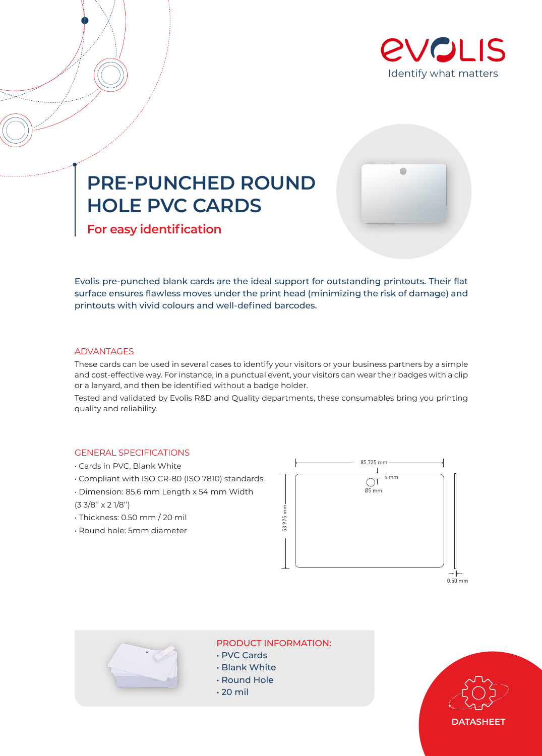Evolis
Identify what matters

# PRE-PUNCHED ROUND HOLE PVC CARDS

## For easy identification

Evolis pre-punched blank cards are the ideal support for outstanding printouts. Their flat surface ensures flawless moves under the print head (minimizing the risk of damage) and printouts with vivid colours and well-defined barcodes.

### ADVANTAGES

These cards can be used in several cases to identify your visitors or your business partners by a simple and cost-effective way. For instance, in a punctual event, your visitors can wear their badges with a clip or a lanyard, and then be identified without a badge holder.

Tested and validated by Evolis R&D and Quality departments, these consumables bring you printing quality and reliability.

### GENERAL SPECIFICATIONS

- Cards in PVC, Blank White
- Compliant with ISO CR-80 (ISO 7810) standards
- Dimension: 85.6 mm Length x 54 mm Width (3 3/8'' x 2 1/8'')
- Thickness: 0.50 mm / 20 mil
- Round hole: 5mm diameter

85.725 mm
4 mm
Ø5 mm
53.975 mm
0.50 mm

### PRODUCT INFORMATION:

- PVC Cards
- Blank White
- Round Hole
- 20 mil

DATASHEET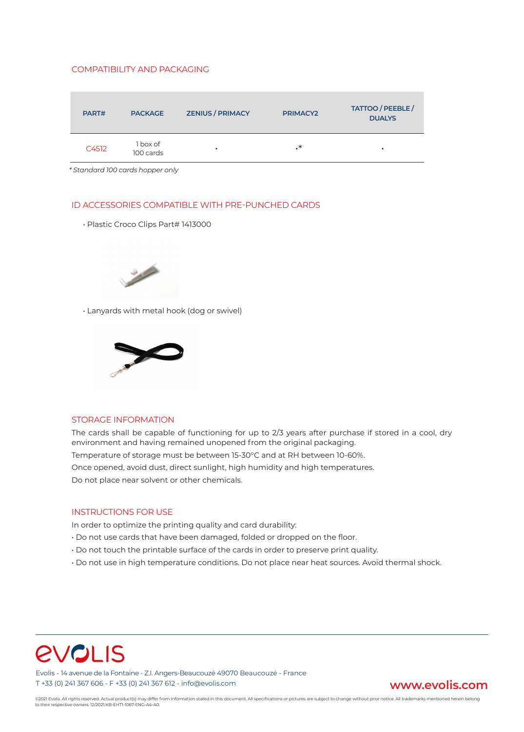## COMPATIBILITY AND PACKAGING

| PART# | PACKAGE | ZENIUS / PRIMACY | PRIMACY2 | TATTOO / PEEBLE / DUALYS |
|---|---|---|---|---|
| C4512 | 1 box of 100 cards | • | •* | • |

*\* Standard 100 cards hopper only*

## ID ACCESSORIES COMPATIBLE WITH PRE-PUNCHED CARDS

- Plastic Croco Clips Part# 1413000
- Lanyards with metal hook (dog or swivel)

## STORAGE INFORMATION

The cards shall be capable of functioning for up to 2/3 years after purchase if stored in a cool, dry environment and having remained unopened from the original packaging.

Temperature of storage must be between 15-30°C and at RH between 10-60%.

Once opened, avoid dust, direct sunlight, high humidity and high temperatures.

Do not place near solvent or other chemicals.

## INSTRUCTIONS FOR USE

In order to optimize the printing quality and card durability:

- Do not use cards that have been damaged, folded or dropped on the floor.
- Do not touch the printable surface of the cards in order to preserve print quality.
- Do not use in high temperature conditions. Do not place near heat sources. Avoid thermal shock.

EVOLIS

Evolis - 14 avenue de la Fontaine - Z.I. Angers-Beaucouzé 49070 Beaucouzé - France
T +33 (0) 241 367 606 - F +33 (0) 241 367 612 - info@evolis.com

www.evolis.com

©2021 Evolis. All rights reserved. Actual product(s) may differ from information stated in this document. All specifications or pictures are subject to change without prior notice. All trademarks mentioned herein belong to their respective owners. 12/2021 KB-EHT1-1067-ENG-A4-A0.